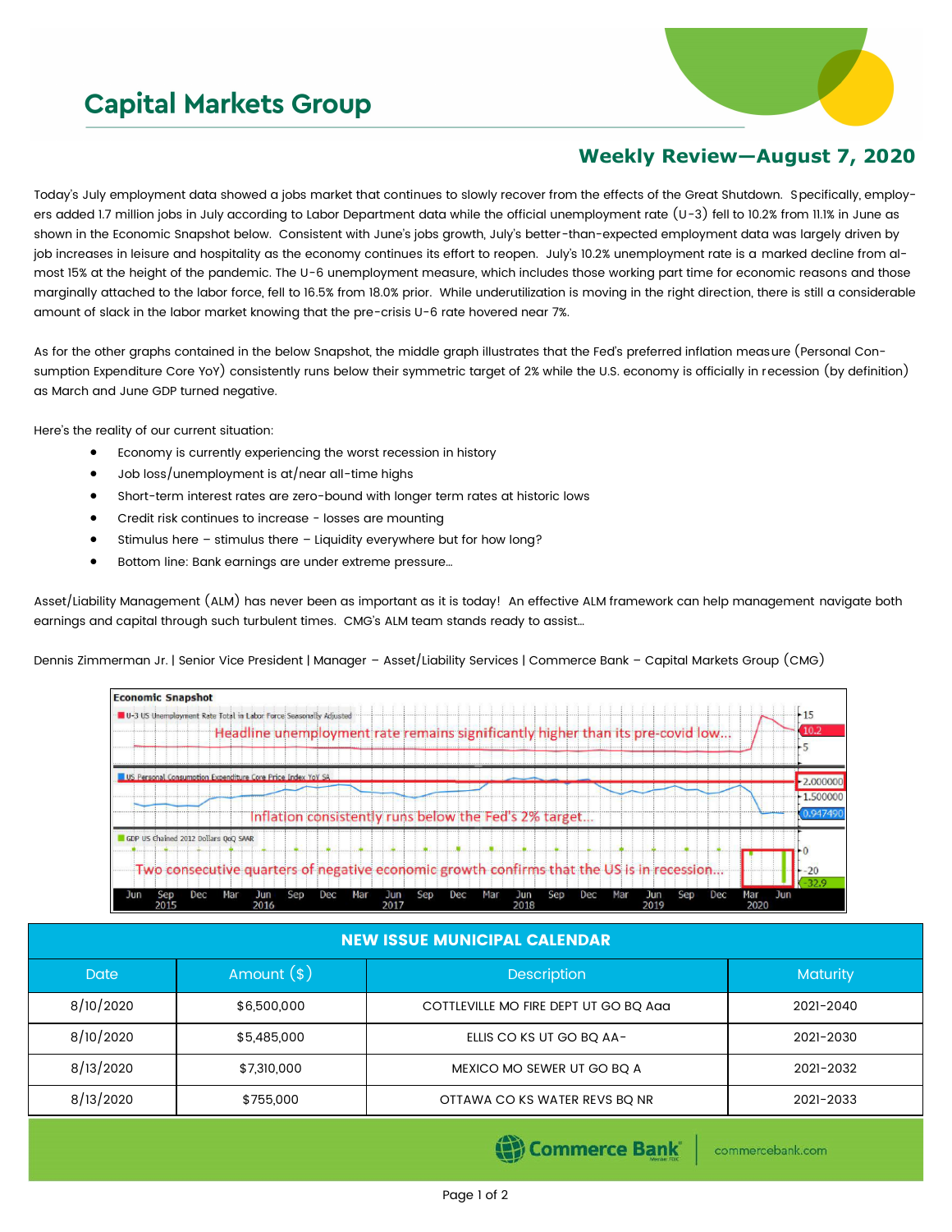# Capital Markets Group

## Weekly Review—August 7, 2020

Today's July employment data showed a jobs market that continues to slowly recover from the effects of the Great Shutdown. Specifically, employers added 1.7 million jobs in July according to Labor Department data while the official unemployment rate (U-3) fell to 10.2% from 11.1% in June as shown in the Economic Snapshot below. Consistent with June's jobs growth, July's better-than-expected employment data was largely driven by job increases in leisure and hospitality as the economy continues its effort to reopen. July's 10.2% unemployment rate is a marked decline from almost 15% at the height of the pandemic. The U-6 unemployment measure, which includes those working part time for economic reasons and those marginally attached to the labor force, fell to 16.5% from 18.0% prior. While underutilization is moving in the right direction, there is still a considerable amount of slack in the labor market knowing that the pre-crisis U-6 rate hovered near 7%.

As for the other graphs contained in the below Snapshot, the middle graph illustrates that the Fed's preferred inflation measure (Personal Consumption Expenditure Core YoY) consistently runs below their symmetric target of 2% while the U.S. economy is officially in recession (by definition) as March and June GDP turned negative.

Here's the reality of our current situation:

- Economy is currently experiencing the worst recession in history
- Job loss/unemployment is at/near all-time highs
- Short-term interest rates are zero-bound with longer term rates at historic lows
- Credit risk continues to increase - losses are mounting
- Stimulus here – stimulus there – Liquidity everywhere but for how long?
- Bottom line: Bank earnings are under extreme pressure…

Asset/Liability Management (ALM) has never been as important as it is today! An effective ALM framework can help management navigate both earnings and capital through such turbulent times. CMG's ALM team stands ready to assist…

Dennis Zimmerman Jr. | Senior Vice President | Manager – Asset/Liability Services | Commerce Bank – Capital Markets Group (CMG)

**Economic Snapshot**

- U-3 US Unemployment Rate Total in Labor Force Seasonally Adjusted — Headline unemployment rate remains significantly higher than its pre-covid low… (10.2)
- US Personal Consumption Expenditure Core Price Index YoY SA — Inflation consistently runs below the Fed's 2% target… (2.000000; 0.947490)
- GDP US Chained 2012 Dollars QoQ SAAR — Two consecutive quarters of negative economic growth confirms that the US is in recession… (-32.9)

| NEW ISSUE MUNICIPAL CALENDAR | | | |
|---|---|---|---|
| Date | Amount ($) | Description | Maturity |
| 8/10/2020 | $6,500,000 | COTTLEVILLE MO FIRE DEPT UT GO BQ Aaa | 2021-2040 |
| 8/10/2020 | $5,485,000 | ELLIS CO KS UT GO BQ AA- | 2021-2030 |
| 8/13/2020 | $7,310,000 | MEXICO MO SEWER UT GO BQ A | 2021-2032 |
| 8/13/2020 | $755,000 | OTTAWA CO KS WATER REVS BQ NR | 2021-2033 |

Commerce Bank | commercebank.com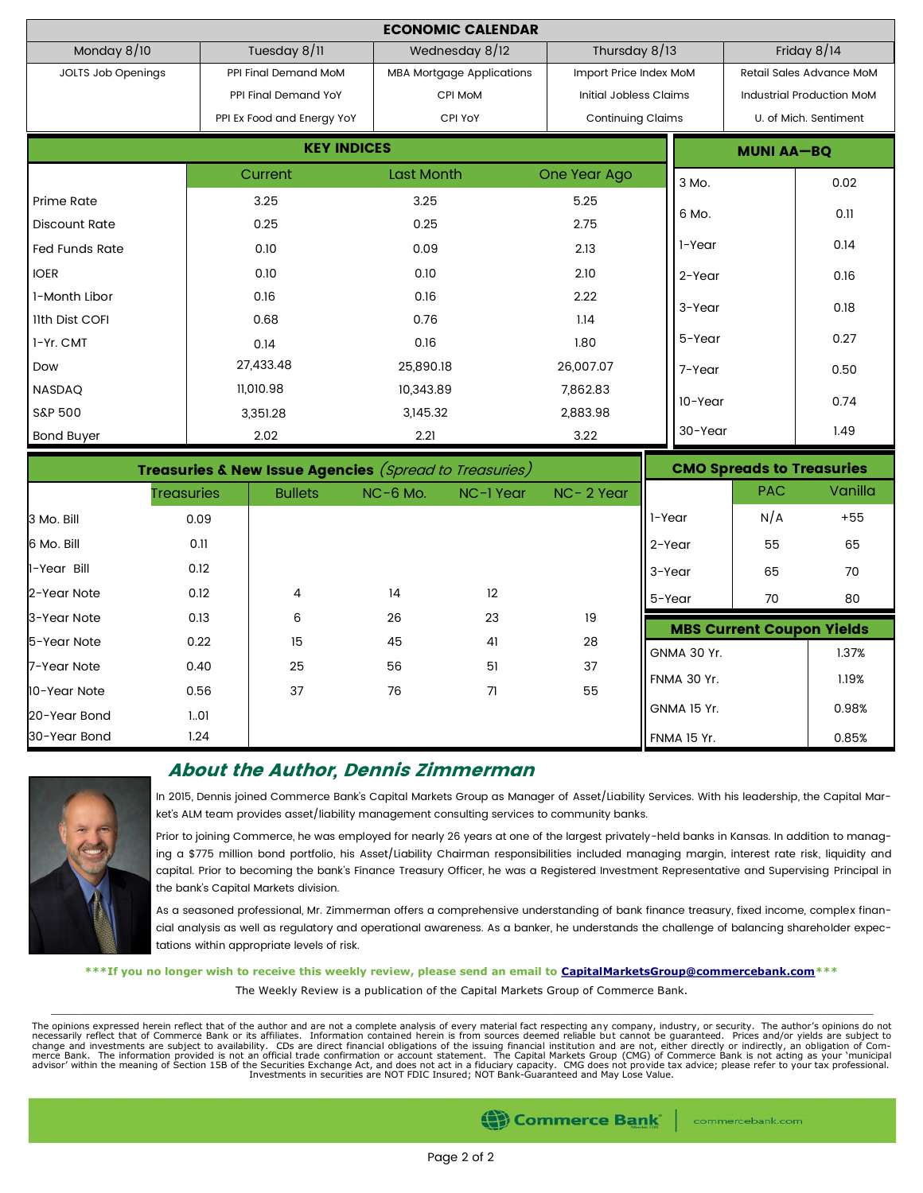## ECONOMIC CALENDAR

| Monday 8/10 | Tuesday 8/11 | Wednesday 8/12 | Thursday 8/13 | Friday 8/14 |
|---|---|---|---|---|
| JOLTS Job Openings | PPI Final Demand MoM | MBA Mortgage Applications | Import Price Index MoM | Retail Sales Advance MoM |
| | PPI Final Demand YoY | CPI MoM | Initial Jobless Claims | Industrial Production MoM |
| | PPI Ex Food and Energy YoY | CPI YoY | Continuing Claims | U. of Mich. Sentiment |

## KEY INDICES

| | Current | Last Month | One Year Ago |
|---|---|---|---|
| Prime Rate | 3.25 | 3.25 | 5.25 |
| Discount Rate | 0.25 | 0.25 | 2.75 |
| Fed Funds Rate | 0.10 | 0.09 | 2.13 |
| IOER | 0.10 | 0.10 | 2.10 |
| 1-Month Libor | 0.16 | 0.16 | 2.22 |
| 11th Dist COFI | 0.68 | 0.76 | 1.14 |
| 1-Yr. CMT | 0.14 | 0.16 | 1.80 |
| Dow | 27,433.48 | 25,890.18 | 26,007.07 |
| NASDAQ | 11,010.98 | 10,343.89 | 7,862.83 |
| S&P 500 | 3,351.28 | 3,145.32 | 2,883.98 |
| Bond Buyer | 2.02 | 2.21 | 3.22 |

## MUNI AA—BQ

| | |
|---|---|
| 3 Mo. | 0.02 |
| 6 Mo. | 0.11 |
| 1-Year | 0.14 |
| 2-Year | 0.16 |
| 3-Year | 0.18 |
| 5-Year | 0.27 |
| 7-Year | 0.50 |
| 10-Year | 0.74 |
| 30-Year | 1.49 |

## Treasuries & New Issue Agencies *(Spread to Treasuries)*

| | Treasuries | Bullets | NC-6 Mo. | NC-1 Year | NC- 2 Year |
|---|---|---|---|---|---|
| 3 Mo. Bill | 0.09 | | | | |
| 6 Mo. Bill | 0.11 | | | | |
| 1-Year Bill | 0.12 | | | | |
| 2-Year Note | 0.12 | 4 | 14 | 12 | |
| 3-Year Note | 0.13 | 6 | 26 | 23 | 19 |
| 5-Year Note | 0.22 | 15 | 45 | 41 | 28 |
| 7-Year Note | 0.40 | 25 | 56 | 51 | 37 |
| 10-Year Note | 0.56 | 37 | 76 | 71 | 55 |
| 20-Year Bond | 1..01 | | | | |
| 30-Year Bond | 1.24 | | | | |

## CMO Spreads to Treasuries

| | PAC | Vanilla |
|---|---|---|
| 1-Year | N/A | +55 |
| 2-Year | 55 | 65 |
| 3-Year | 65 | 70 |
| 5-Year | 70 | 80 |

## MBS Current Coupon Yields

| | |
|---|---|
| GNMA 30 Yr. | 1.37% |
| FNMA 30 Yr. | 1.19% |
| GNMA 15 Yr. | 0.98% |
| FNMA 15 Yr. | 0.85% |

## *About the Author, Dennis Zimmerman*

In 2015, Dennis joined Commerce Bank's Capital Markets Group as Manager of Asset/Liability Services. With his leadership, the Capital Market's ALM team provides asset/liability management consulting services to community banks.

Prior to joining Commerce, he was employed for nearly 26 years at one of the largest privately-held banks in Kansas. In addition to managing a $775 million bond portfolio, his Asset/Liability Chairman responsibilities included managing margin, interest rate risk, liquidity and capital. Prior to becoming the bank's Finance Treasury Officer, he was a Registered Investment Representative and Supervising Principal in the bank's Capital Markets division.

As a seasoned professional, Mr. Zimmerman offers a comprehensive understanding of bank finance treasury, fixed income, complex financial analysis as well as regulatory and operational awareness. As a banker, he understands the challenge of balancing shareholder expectations within appropriate levels of risk.

**\*\*\*If you no longer wish to receive this weekly review, please send an email to CapitalMarketsGroup@commercebank.com\*\*\***

The Weekly Review is a publication of the Capital Markets Group of Commerce Bank.

The opinions expressed herein reflect that of the author and are not a complete analysis of every material fact respecting any company, industry, or security. The author's opinions do not necessarily reflect that of Commerce Bank or its affiliates. Information contained herein is from sources deemed reliable but cannot be guaranteed. Prices and/or yields are subject to change and investments are subject to availability. CDs are direct financial obligations of the issuing financial institution and are not, either directly or indirectly, an obligation of Commerce Bank. The information provided is not an official trade confirmation or account statement. The Capital Markets Group (CMG) of Commerce Bank is not acting as your 'municipal advisor' within the meaning of Section 15B of the Securities Exchange Act, and does not act in a fiduciary capacity. CMG does not provide tax advice; please refer to your tax professional. Investments in securities are NOT FDIC Insured; NOT Bank-Guaranteed and May Lose Value.

Commerce Bank | commercebank.com